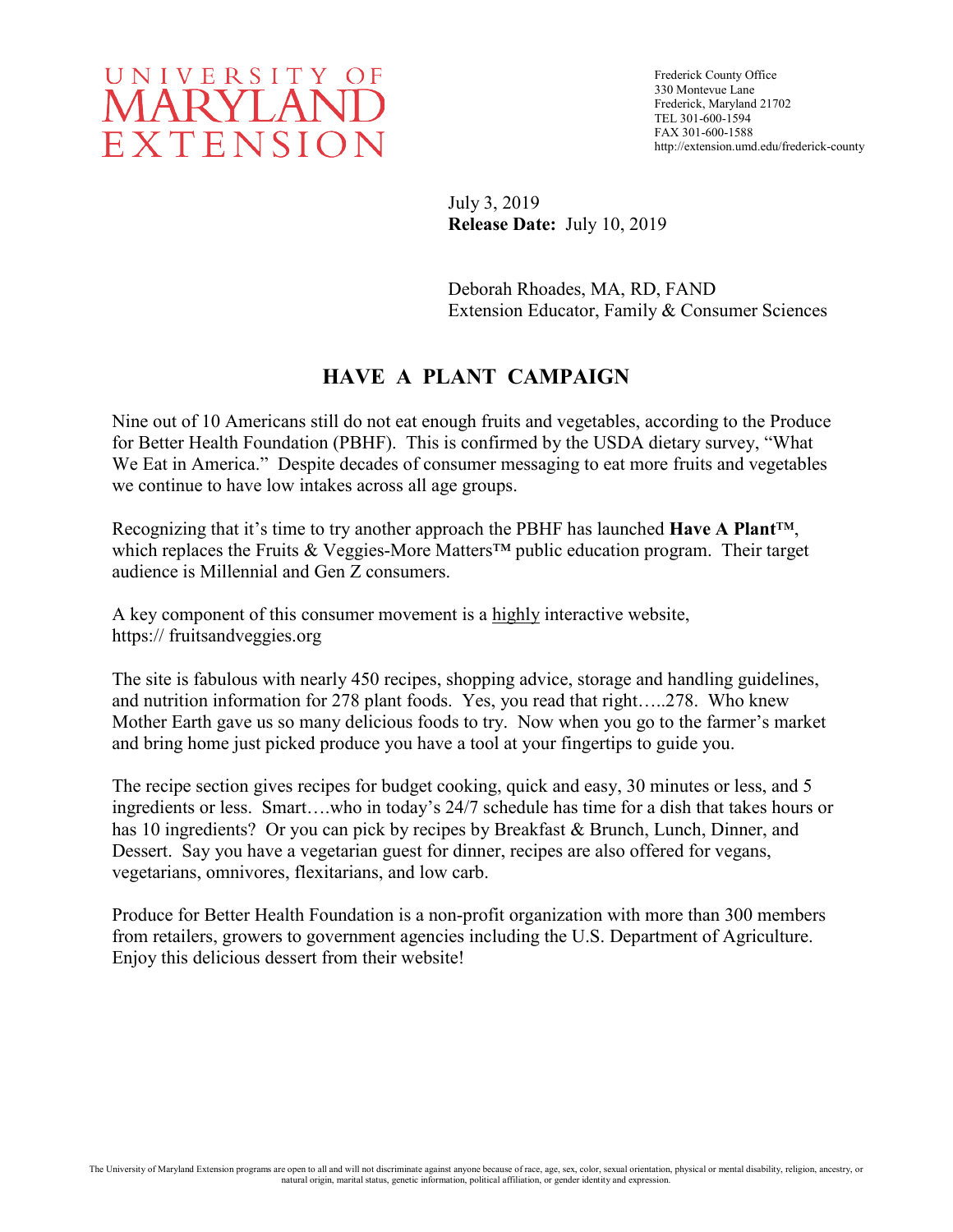UNIVERSITY OF MARYLAND EXTENSION

Frederick County Office
330 Montevue Lane
Frederick, Maryland 21702
TEL 301-600-1594
FAX 301-600-1588
http://extension.umd.edu/frederick-county

July 3, 2019
**Release Date:** July 10, 2019

Deborah Rhoades, MA, RD, FAND
Extension Educator, Family & Consumer Sciences

## HAVE A PLANT CAMPAIGN

Nine out of 10 Americans still do not eat enough fruits and vegetables, according to the Produce for Better Health Foundation (PBHF). This is confirmed by the USDA dietary survey, "What We Eat in America." Despite decades of consumer messaging to eat more fruits and vegetables we continue to have low intakes across all age groups.

Recognizing that it's time to try another approach the PBHF has launched **Have A Plant™**, which replaces the Fruits & Veggies-More Matters™ public education program. Their target audience is Millennial and Gen Z consumers.

A key component of this consumer movement is a <u>highly</u> interactive website, https:// fruitsandveggies.org

The site is fabulous with nearly 450 recipes, shopping advice, storage and handling guidelines, and nutrition information for 278 plant foods. Yes, you read that right…..278. Who knew Mother Earth gave us so many delicious foods to try. Now when you go to the farmer's market and bring home just picked produce you have a tool at your fingertips to guide you.

The recipe section gives recipes for budget cooking, quick and easy, 30 minutes or less, and 5 ingredients or less. Smart….who in today's 24/7 schedule has time for a dish that takes hours or has 10 ingredients? Or you can pick by recipes by Breakfast & Brunch, Lunch, Dinner, and Dessert. Say you have a vegetarian guest for dinner, recipes are also offered for vegans, vegetarians, omnivores, flexitarians, and low carb.

Produce for Better Health Foundation is a non-profit organization with more than 300 members from retailers, growers to government agencies including the U.S. Department of Agriculture. Enjoy this delicious dessert from their website!

The University of Maryland Extension programs are open to all and will not discriminate against anyone because of race, age, sex, color, sexual orientation, physical or mental disability, religion, ancestry, or natural origin, marital status, genetic information, political affiliation, or gender identity and expression.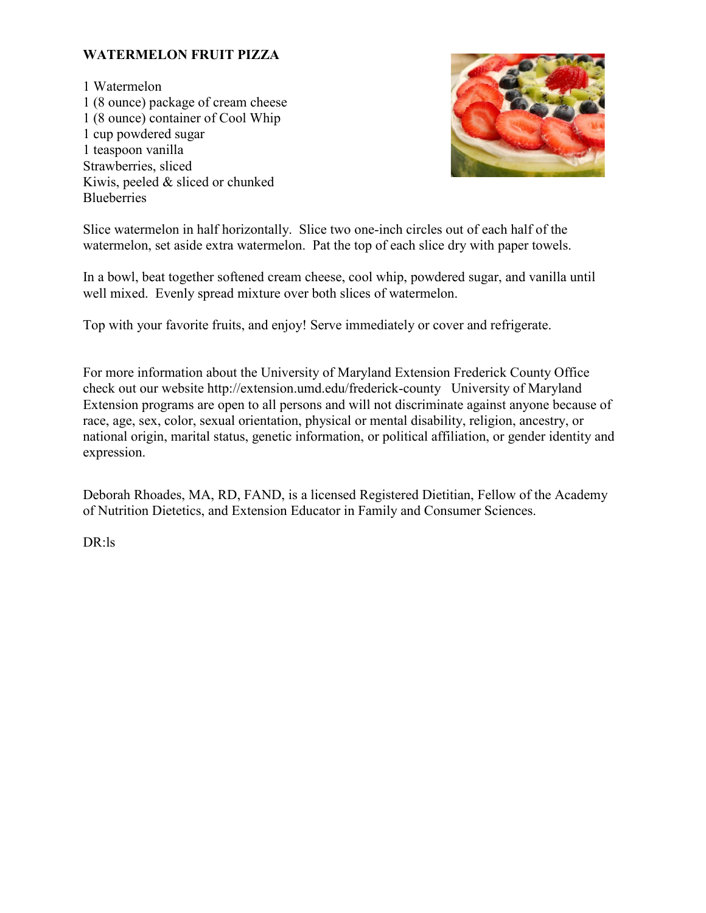## WATERMELON FRUIT PIZZA

1 Watermelon
1 (8 ounce) package of cream cheese
1 (8 ounce) container of Cool Whip
1 cup powdered sugar
1 teaspoon vanilla
Strawberries, sliced
Kiwis, peeled & sliced or chunked
Blueberries

Slice watermelon in half horizontally. Slice two one-inch circles out of each half of the watermelon, set aside extra watermelon. Pat the top of each slice dry with paper towels.

In a bowl, beat together softened cream cheese, cool whip, powdered sugar, and vanilla until well mixed. Evenly spread mixture over both slices of watermelon.

Top with your favorite fruits, and enjoy! Serve immediately or cover and refrigerate.

For more information about the University of Maryland Extension Frederick County Office check out our website http://extension.umd.edu/frederick-county University of Maryland Extension programs are open to all persons and will not discriminate against anyone because of race, age, sex, color, sexual orientation, physical or mental disability, religion, ancestry, or national origin, marital status, genetic information, or political affiliation, or gender identity and expression.

Deborah Rhoades, MA, RD, FAND, is a licensed Registered Dietitian, Fellow of the Academy of Nutrition Dietetics, and Extension Educator in Family and Consumer Sciences.

DR:ls